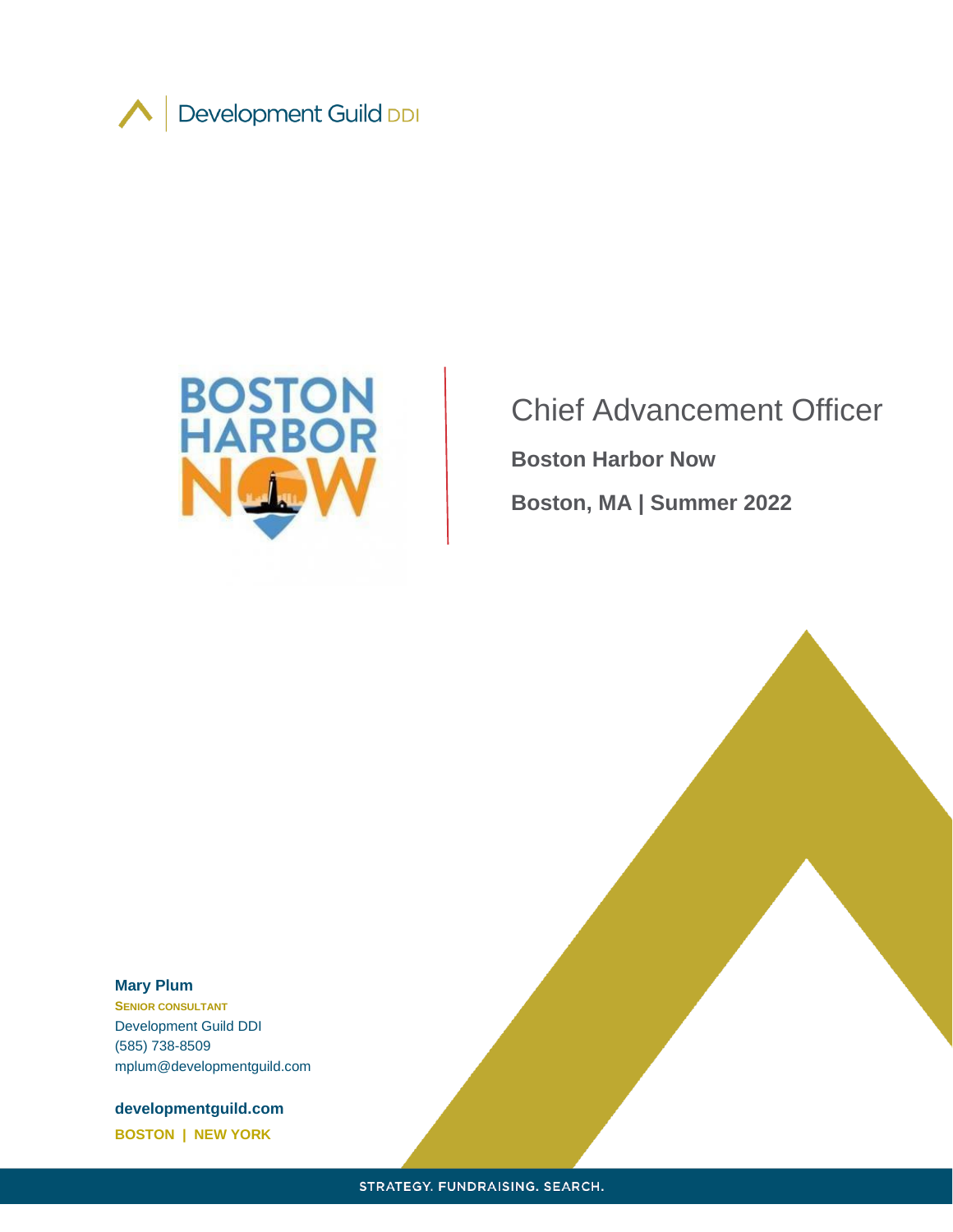Development Guild DDI

# Chief Advancement Officer

**Boston Harbor Now**

**Boston, MA | Summer 2022**

**Mary Plum**
SENIOR CONSULTANT
Development Guild DDI
(585) 738-8509
mplum@developmentguild.com

**developmentguild.com**
**BOSTON | NEW YORK**

STRATEGY. FUNDRAISING. SEARCH.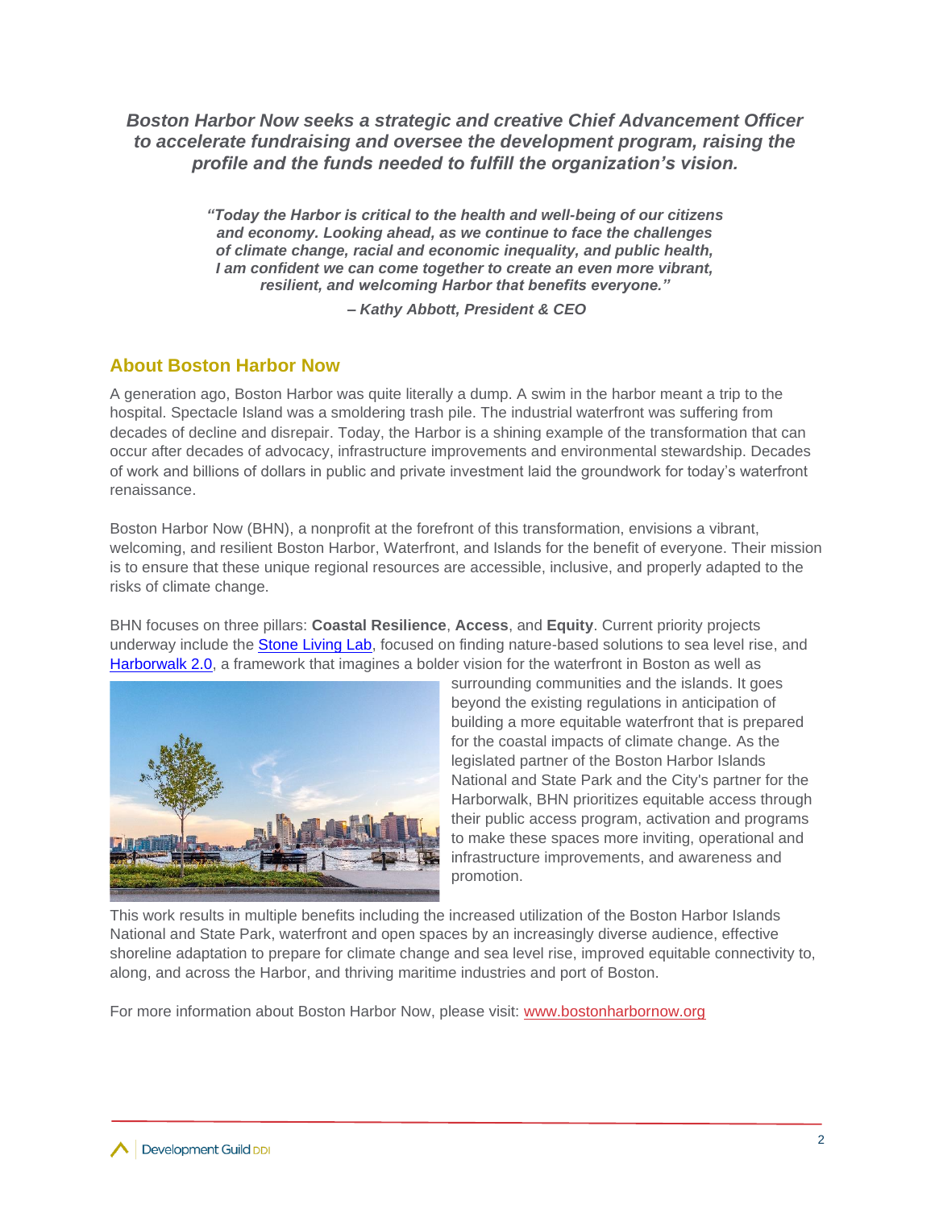***Boston Harbor Now seeks a strategic and creative Chief Advancement Officer to accelerate fundraising and oversee the development program, raising the profile and the funds needed to fulfill the organization's vision.***

> ***"Today the Harbor is critical to the health and well-being of our citizens and economy. Looking ahead, as we continue to face the challenges of climate change, racial and economic inequality, and public health, I am confident we can come together to create an even more vibrant, resilient, and welcoming Harbor that benefits everyone."***
>
> ***– Kathy Abbott, President & CEO***

## About Boston Harbor Now

A generation ago, Boston Harbor was quite literally a dump. A swim in the harbor meant a trip to the hospital. Spectacle Island was a smoldering trash pile. The industrial waterfront was suffering from decades of decline and disrepair. Today, the Harbor is a shining example of the transformation that can occur after decades of advocacy, infrastructure improvements and environmental stewardship. Decades of work and billions of dollars in public and private investment laid the groundwork for today's waterfront renaissance.

Boston Harbor Now (BHN), a nonprofit at the forefront of this transformation, envisions a vibrant, welcoming, and resilient Boston Harbor, Waterfront, and Islands for the benefit of everyone. Their mission is to ensure that these unique regional resources are accessible, inclusive, and properly adapted to the risks of climate change.

BHN focuses on three pillars: **Coastal Resilience**, **Access**, and **Equity**. Current priority projects underway include the Stone Living Lab, focused on finding nature-based solutions to sea level rise, and Harborwalk 2.0, a framework that imagines a bolder vision for the waterfront in Boston as well as surrounding communities and the islands. It goes beyond the existing regulations in anticipation of building a more equitable waterfront that is prepared for the coastal impacts of climate change. As the legislated partner of the Boston Harbor Islands National and State Park and the City's partner for the Harborwalk, BHN prioritizes equitable access through their public access program, activation and programs to make these spaces more inviting, operational and infrastructure improvements, and awareness and promotion.

This work results in multiple benefits including the increased utilization of the Boston Harbor Islands National and State Park, waterfront and open spaces by an increasingly diverse audience, effective shoreline adaptation to prepare for climate change and sea level rise, improved equitable connectivity to, along, and across the Harbor, and thriving maritime industries and port of Boston.

For more information about Boston Harbor Now, please visit: www.bostonharbornow.org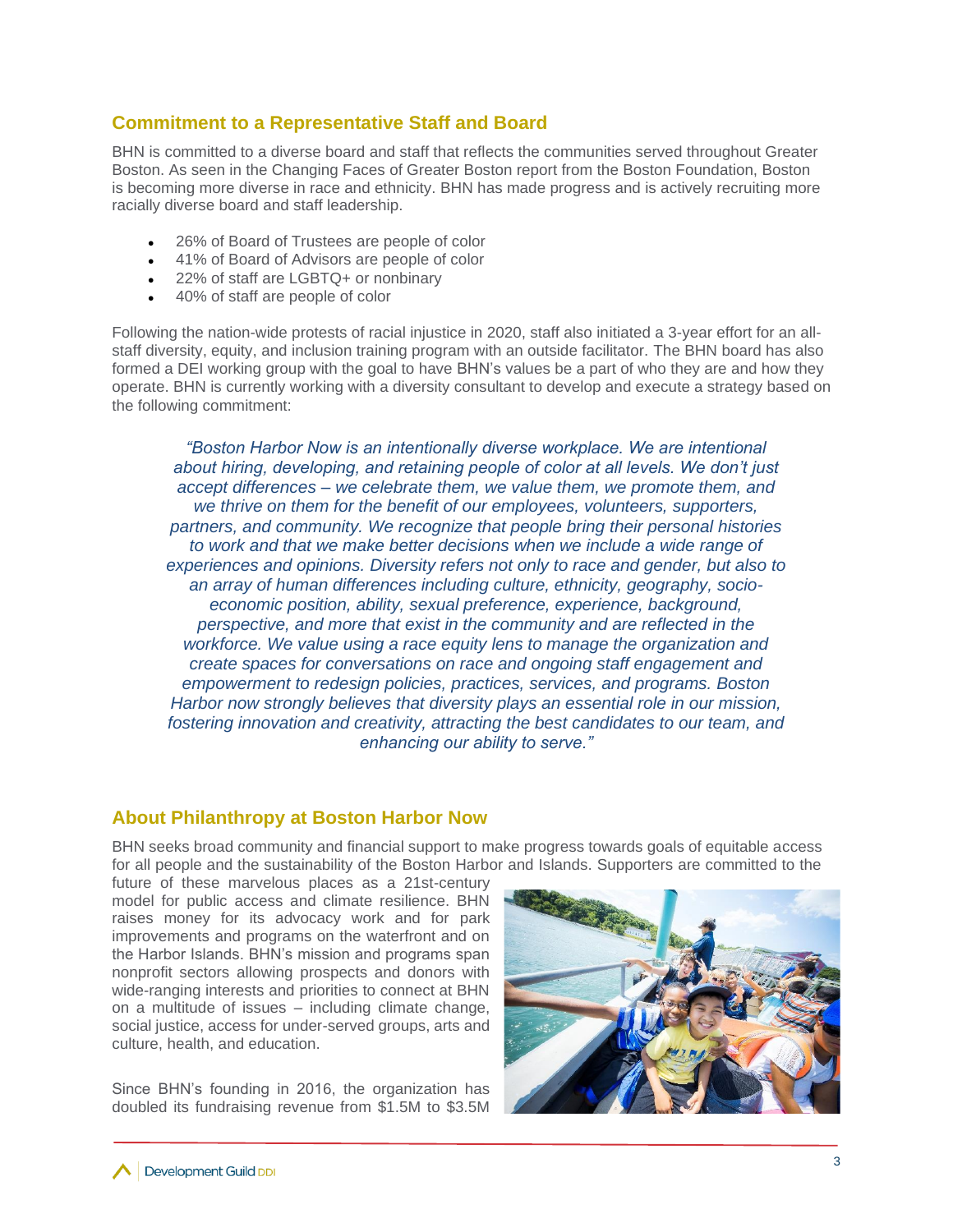## Commitment to a Representative Staff and Board

BHN is committed to a diverse board and staff that reflects the communities served throughout Greater Boston. As seen in the Changing Faces of Greater Boston report from the Boston Foundation, Boston is becoming more diverse in race and ethnicity. BHN has made progress and is actively recruiting more racially diverse board and staff leadership.

- 26% of Board of Trustees are people of color
- 41% of Board of Advisors are people of color
- 22% of staff are LGBTQ+ or nonbinary
- 40% of staff are people of color

Following the nation-wide protests of racial injustice in 2020, staff also initiated a 3-year effort for an all-staff diversity, equity, and inclusion training program with an outside facilitator. The BHN board has also formed a DEI working group with the goal to have BHN's values be a part of who they are and how they operate. BHN is currently working with a diversity consultant to develop and execute a strategy based on the following commitment:

> *"Boston Harbor Now is an intentionally diverse workplace. We are intentional about hiring, developing, and retaining people of color at all levels. We don't just accept differences – we celebrate them, we value them, we promote them, and we thrive on them for the benefit of our employees, volunteers, supporters, partners, and community. We recognize that people bring their personal histories to work and that we make better decisions when we include a wide range of experiences and opinions. Diversity refers not only to race and gender, but also to an array of human differences including culture, ethnicity, geography, socio-economic position, ability, sexual preference, experience, background, perspective, and more that exist in the community and are reflected in the workforce. We value using a race equity lens to manage the organization and create spaces for conversations on race and ongoing staff engagement and empowerment to redesign policies, practices, services, and programs. Boston Harbor now strongly believes that diversity plays an essential role in our mission, fostering innovation and creativity, attracting the best candidates to our team, and enhancing our ability to serve."*

## About Philanthropy at Boston Harbor Now

BHN seeks broad community and financial support to make progress towards goals of equitable access for all people and the sustainability of the Boston Harbor and Islands. Supporters are committed to the future of these marvelous places as a 21st-century model for public access and climate resilience. BHN raises money for its advocacy work and for park improvements and programs on the waterfront and on the Harbor Islands. BHN's mission and programs span nonprofit sectors allowing prospects and donors with wide-ranging interests and priorities to connect at BHN on a multitude of issues – including climate change, social justice, access for under-served groups, arts and culture, health, and education.

Since BHN's founding in 2016, the organization has doubled its fundraising revenue from $1.5M to $3.5M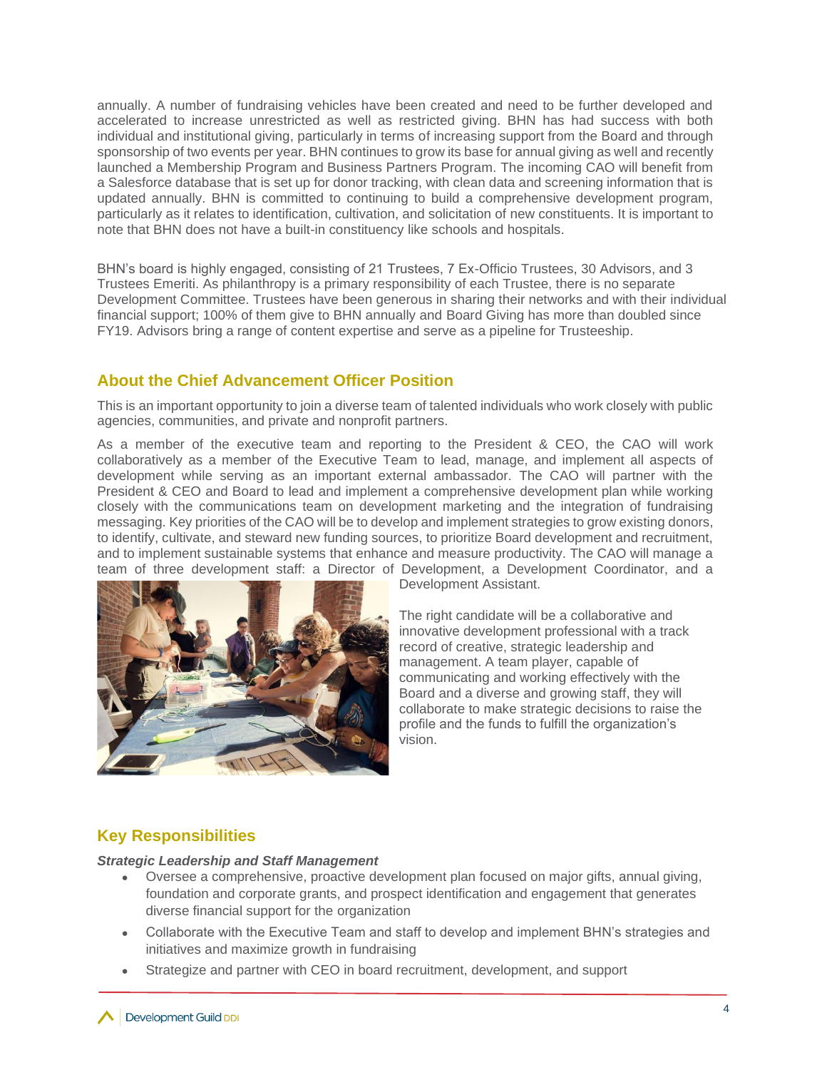annually. A number of fundraising vehicles have been created and need to be further developed and accelerated to increase unrestricted as well as restricted giving. BHN has had success with both individual and institutional giving, particularly in terms of increasing support from the Board and through sponsorship of two events per year. BHN continues to grow its base for annual giving as well and recently launched a Membership Program and Business Partners Program. The incoming CAO will benefit from a Salesforce database that is set up for donor tracking, with clean data and screening information that is updated annually. BHN is committed to continuing to build a comprehensive development program, particularly as it relates to identification, cultivation, and solicitation of new constituents. It is important to note that BHN does not have a built-in constituency like schools and hospitals.

BHN's board is highly engaged, consisting of 21 Trustees, 7 Ex-Officio Trustees, 30 Advisors, and 3 Trustees Emeriti. As philanthropy is a primary responsibility of each Trustee, there is no separate Development Committee. Trustees have been generous in sharing their networks and with their individual financial support; 100% of them give to BHN annually and Board Giving has more than doubled since FY19. Advisors bring a range of content expertise and serve as a pipeline for Trusteeship.

## About the Chief Advancement Officer Position

This is an important opportunity to join a diverse team of talented individuals who work closely with public agencies, communities, and private and nonprofit partners.

As a member of the executive team and reporting to the President & CEO, the CAO will work collaboratively as a member of the Executive Team to lead, manage, and implement all aspects of development while serving as an important external ambassador. The CAO will partner with the President & CEO and Board to lead and implement a comprehensive development plan while working closely with the communications team on development marketing and the integration of fundraising messaging. Key priorities of the CAO will be to develop and implement strategies to grow existing donors, to identify, cultivate, and steward new funding sources, to prioritize Board development and recruitment, and to implement sustainable systems that enhance and measure productivity. The CAO will manage a team of three development staff: a Director of Development, a Development Coordinator, and a Development Assistant.

The right candidate will be a collaborative and innovative development professional with a track record of creative, strategic leadership and management. A team player, capable of communicating and working effectively with the Board and a diverse and growing staff, they will collaborate to make strategic decisions to raise the profile and the funds to fulfill the organization's vision.

## Key Responsibilities

***Strategic Leadership and Staff Management***

- Oversee a comprehensive, proactive development plan focused on major gifts, annual giving, foundation and corporate grants, and prospect identification and engagement that generates diverse financial support for the organization
- Collaborate with the Executive Team and staff to develop and implement BHN's strategies and initiatives and maximize growth in fundraising
- Strategize and partner with CEO in board recruitment, development, and support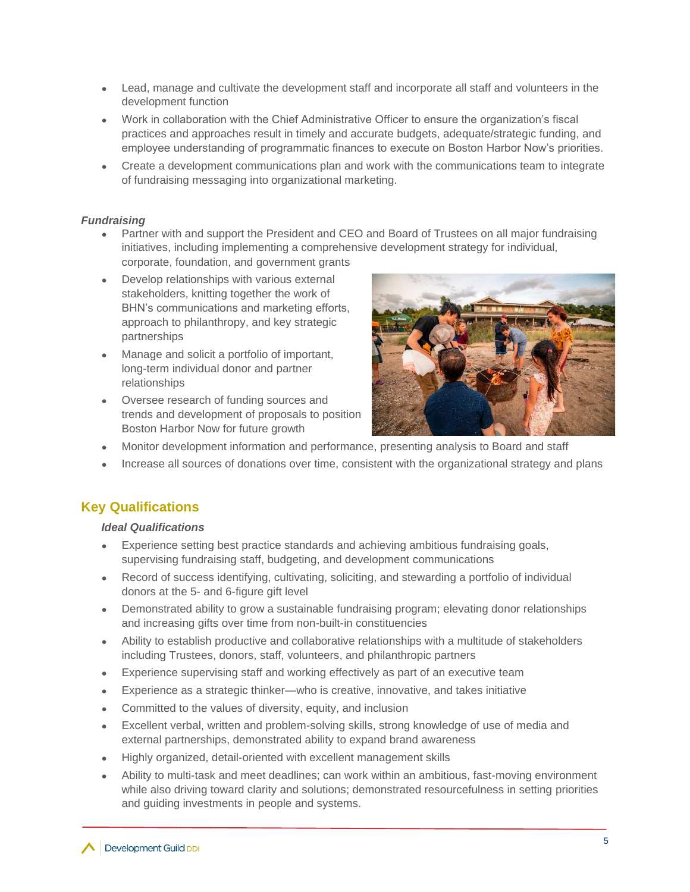- Lead, manage and cultivate the development staff and incorporate all staff and volunteers in the development function
- Work in collaboration with the Chief Administrative Officer to ensure the organization's fiscal practices and approaches result in timely and accurate budgets, adequate/strategic funding, and employee understanding of programmatic finances to execute on Boston Harbor Now's priorities.
- Create a development communications plan and work with the communications team to integrate of fundraising messaging into organizational marketing.

***Fundraising***

- Partner with and support the President and CEO and Board of Trustees on all major fundraising initiatives, including implementing a comprehensive development strategy for individual, corporate, foundation, and government grants
- Develop relationships with various external stakeholders, knitting together the work of BHN's communications and marketing efforts, approach to philanthropy, and key strategic partnerships
- Manage and solicit a portfolio of important, long-term individual donor and partner relationships
- Oversee research of funding sources and trends and development of proposals to position Boston Harbor Now for future growth
- Monitor development information and performance, presenting analysis to Board and staff
- Increase all sources of donations over time, consistent with the organizational strategy and plans

## Key Qualifications

***Ideal Qualifications***

- Experience setting best practice standards and achieving ambitious fundraising goals, supervising fundraising staff, budgeting, and development communications
- Record of success identifying, cultivating, soliciting, and stewarding a portfolio of individual donors at the 5- and 6-figure gift level
- Demonstrated ability to grow a sustainable fundraising program; elevating donor relationships and increasing gifts over time from non-built-in constituencies
- Ability to establish productive and collaborative relationships with a multitude of stakeholders including Trustees, donors, staff, volunteers, and philanthropic partners
- Experience supervising staff and working effectively as part of an executive team
- Experience as a strategic thinker—who is creative, innovative, and takes initiative
- Committed to the values of diversity, equity, and inclusion
- Excellent verbal, written and problem-solving skills, strong knowledge of use of media and external partnerships, demonstrated ability to expand brand awareness
- Highly organized, detail-oriented with excellent management skills
- Ability to multi-task and meet deadlines; can work within an ambitious, fast-moving environment while also driving toward clarity and solutions; demonstrated resourcefulness in setting priorities and guiding investments in people and systems.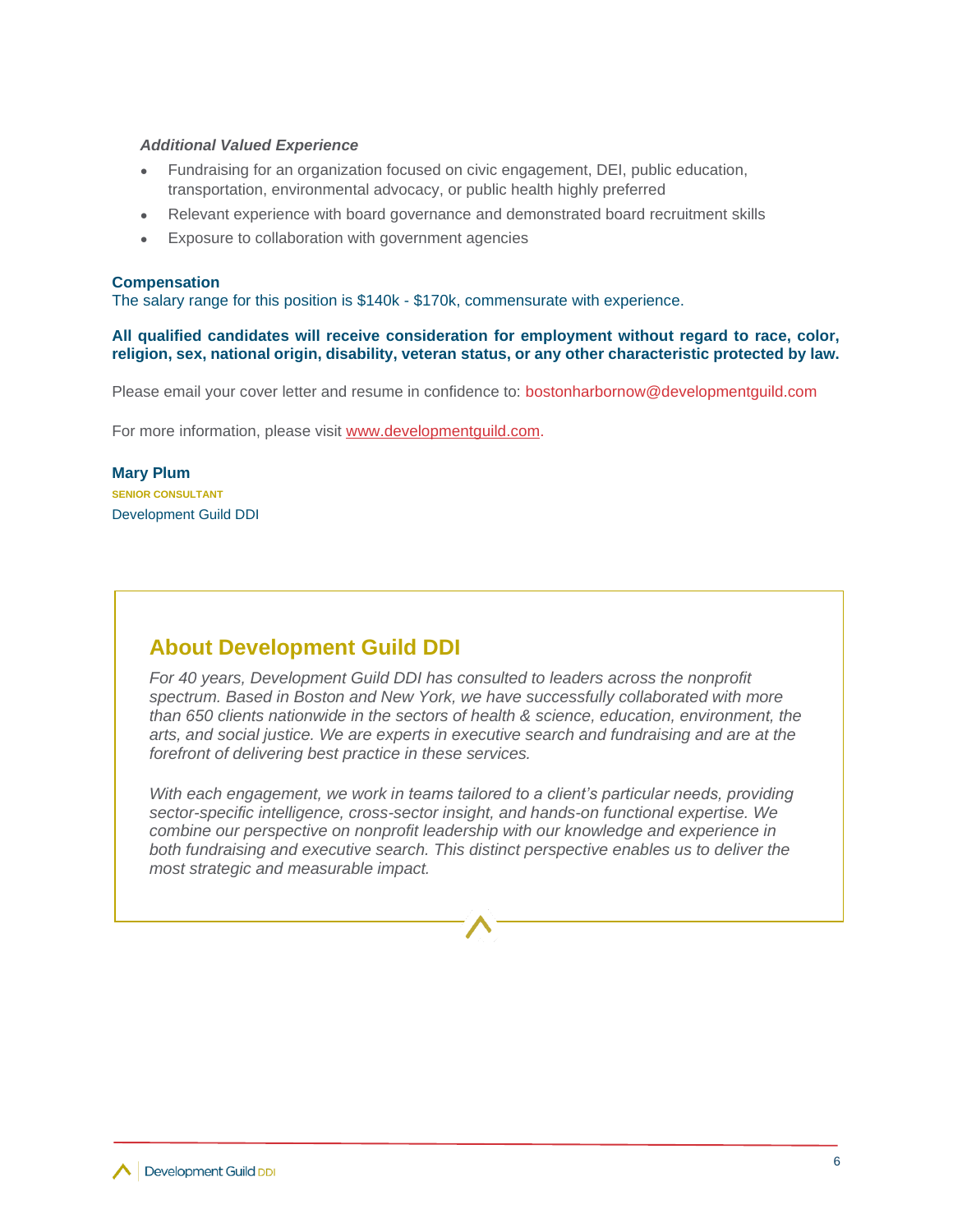*Additional Valued Experience*

- Fundraising for an organization focused on civic engagement, DEI, public education, transportation, environmental advocacy, or public health highly preferred
- Relevant experience with board governance and demonstrated board recruitment skills
- Exposure to collaboration with government agencies

**Compensation**
The salary range for this position is $140k - $170k, commensurate with experience.

**All qualified candidates will receive consideration for employment without regard to race, color, religion, sex, national origin, disability, veteran status, or any other characteristic protected by law.**

Please email your cover letter and resume in confidence to: bostonharbornow@developmentguild.com

For more information, please visit [www.developmentguild.com](http://www.developmentguild.com).

**Mary Plum**
**SENIOR CONSULTANT**
Development Guild DDI

## About Development Guild DDI

*For 40 years, Development Guild DDI has consulted to leaders across the nonprofit spectrum. Based in Boston and New York, we have successfully collaborated with more than 650 clients nationwide in the sectors of health & science, education, environment, the arts, and social justice. We are experts in executive search and fundraising and are at the forefront of delivering best practice in these services.*

*With each engagement, we work in teams tailored to a client's particular needs, providing sector-specific intelligence, cross-sector insight, and hands-on functional expertise. We combine our perspective on nonprofit leadership with our knowledge and experience in both fundraising and executive search. This distinct perspective enables us to deliver the most strategic and measurable impact.*